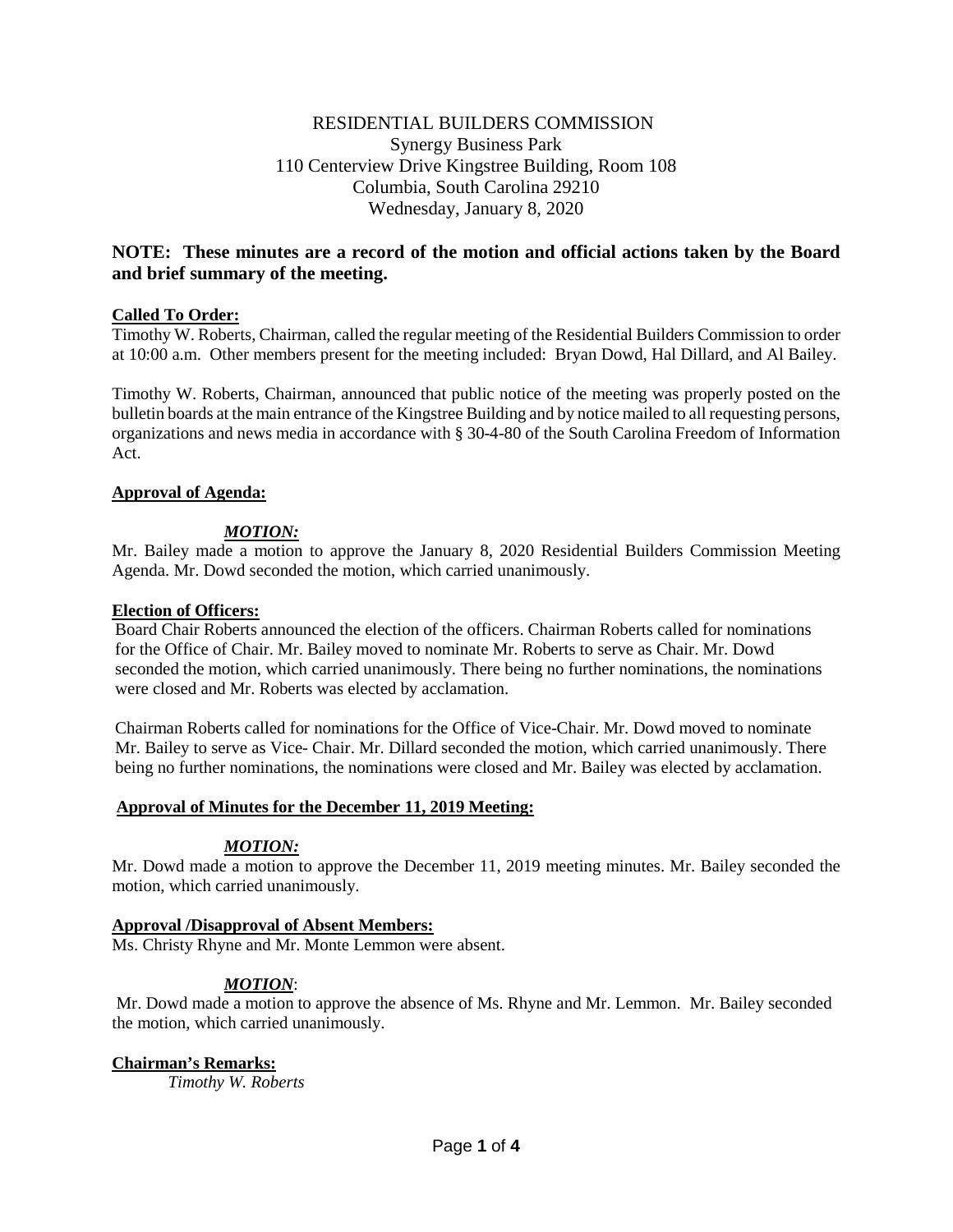RESIDENTIAL BUILDERS COMMISSION
Synergy Business Park
110 Centerview Drive Kingstree Building, Room 108
Columbia, South Carolina 29210
Wednesday, January 8, 2020

**NOTE: These minutes are a record of the motion and official actions taken by the Board and brief summary of the meeting.**

**Called To Order:**

Timothy W. Roberts, Chairman, called the regular meeting of the Residential Builders Commission to order at 10:00 a.m. Other members present for the meeting included: Bryan Dowd, Hal Dillard, and Al Bailey.

Timothy W. Roberts, Chairman, announced that public notice of the meeting was properly posted on the bulletin boards at the main entrance of the Kingstree Building and by notice mailed to all requesting persons, organizations and news media in accordance with § 30-4-80 of the South Carolina Freedom of Information Act.

**Approval of Agenda:**

***MOTION:***

Mr. Bailey made a motion to approve the January 8, 2020 Residential Builders Commission Meeting Agenda. Mr. Dowd seconded the motion, which carried unanimously.

**Election of Officers:**

Board Chair Roberts announced the election of the officers. Chairman Roberts called for nominations for the Office of Chair. Mr. Bailey moved to nominate Mr. Roberts to serve as Chair. Mr. Dowd seconded the motion, which carried unanimously. There being no further nominations, the nominations were closed and Mr. Roberts was elected by acclamation.

Chairman Roberts called for nominations for the Office of Vice-Chair. Mr. Dowd moved to nominate Mr. Bailey to serve as Vice- Chair. Mr. Dillard seconded the motion, which carried unanimously. There being no further nominations, the nominations were closed and Mr. Bailey was elected by acclamation.

**Approval of Minutes for the December 11, 2019 Meeting:**

***MOTION:***

Mr. Dowd made a motion to approve the December 11, 2019 meeting minutes. Mr. Bailey seconded the motion, which carried unanimously.

**Approval /Disapproval of Absent Members:**

Ms. Christy Rhyne and Mr. Monte Lemmon were absent.

***MOTION***:

Mr. Dowd made a motion to approve the absence of Ms. Rhyne and Mr. Lemmon. Mr. Bailey seconded the motion, which carried unanimously.

**Chairman's Remarks:**

*Timothy W. Roberts*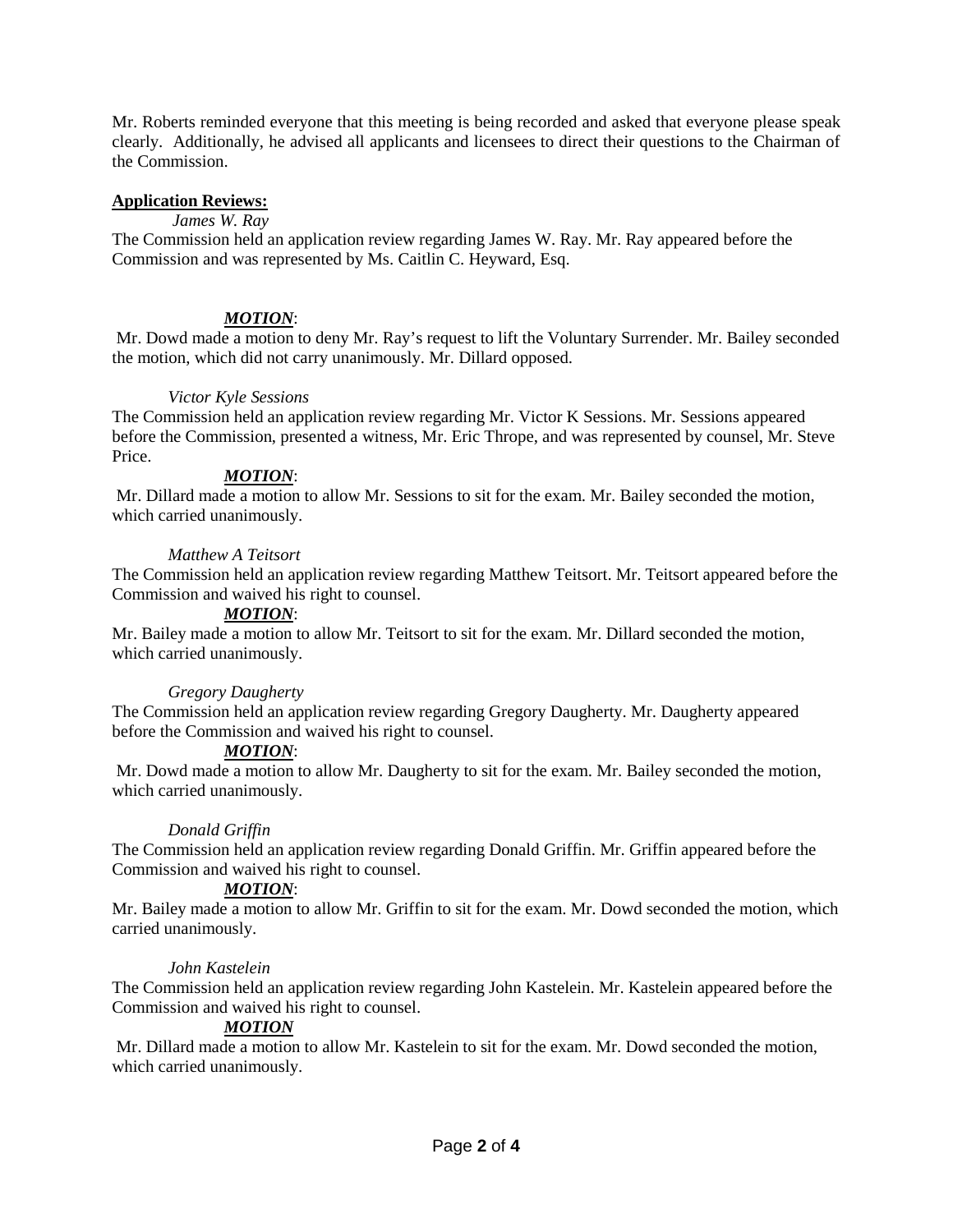Mr. Roberts reminded everyone that this meeting is being recorded and asked that everyone please speak clearly. Additionally, he advised all applicants and licensees to direct their questions to the Chairman of the Commission.

**Application Reviews:**

*James W. Ray*

The Commission held an application review regarding James W. Ray. Mr. Ray appeared before the Commission and was represented by Ms. Caitlin C. Heyward, Esq.

***MOTION***:

Mr. Dowd made a motion to deny Mr. Ray's request to lift the Voluntary Surrender. Mr. Bailey seconded the motion, which did not carry unanimously. Mr. Dillard opposed.

*Victor Kyle Sessions*

The Commission held an application review regarding Mr. Victor K Sessions. Mr. Sessions appeared before the Commission, presented a witness, Mr. Eric Thrope, and was represented by counsel, Mr. Steve Price.

***MOTION***:

Mr. Dillard made a motion to allow Mr. Sessions to sit for the exam. Mr. Bailey seconded the motion, which carried unanimously.

*Matthew A Teitsort*

The Commission held an application review regarding Matthew Teitsort. Mr. Teitsort appeared before the Commission and waived his right to counsel.

***MOTION***:

Mr. Bailey made a motion to allow Mr. Teitsort to sit for the exam. Mr. Dillard seconded the motion, which carried unanimously.

*Gregory Daugherty*

The Commission held an application review regarding Gregory Daugherty. Mr. Daugherty appeared before the Commission and waived his right to counsel.

***MOTION***:

Mr. Dowd made a motion to allow Mr. Daugherty to sit for the exam. Mr. Bailey seconded the motion, which carried unanimously.

*Donald Griffin*

The Commission held an application review regarding Donald Griffin. Mr. Griffin appeared before the Commission and waived his right to counsel.

***MOTION***:

Mr. Bailey made a motion to allow Mr. Griffin to sit for the exam. Mr. Dowd seconded the motion, which carried unanimously.

*John Kastelein*

The Commission held an application review regarding John Kastelein. Mr. Kastelein appeared before the Commission and waived his right to counsel.

***MOTION***

Mr. Dillard made a motion to allow Mr. Kastelein to sit for the exam. Mr. Dowd seconded the motion, which carried unanimously.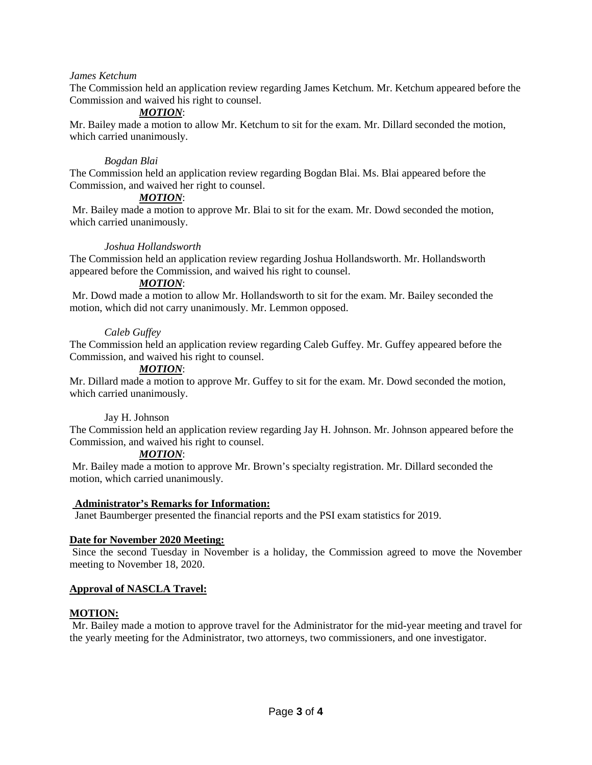*James Ketchum*

The Commission held an application review regarding James Ketchum. Mr. Ketchum appeared before the Commission and waived his right to counsel.

***MOTION***:

Mr. Bailey made a motion to allow Mr. Ketchum to sit for the exam. Mr. Dillard seconded the motion, which carried unanimously.

*Bogdan Blai*

The Commission held an application review regarding Bogdan Blai. Ms. Blai appeared before the Commission, and waived her right to counsel.

***MOTION***:

Mr. Bailey made a motion to approve Mr. Blai to sit for the exam. Mr. Dowd seconded the motion, which carried unanimously.

*Joshua Hollandsworth*

The Commission held an application review regarding Joshua Hollandsworth. Mr. Hollandsworth appeared before the Commission, and waived his right to counsel.

***MOTION***:

Mr. Dowd made a motion to allow Mr. Hollandsworth to sit for the exam. Mr. Bailey seconded the motion, which did not carry unanimously. Mr. Lemmon opposed.

*Caleb Guffey*

The Commission held an application review regarding Caleb Guffey. Mr. Guffey appeared before the Commission, and waived his right to counsel.

***MOTION***:

Mr. Dillard made a motion to approve Mr. Guffey to sit for the exam. Mr. Dowd seconded the motion, which carried unanimously.

Jay H. Johnson

The Commission held an application review regarding Jay H. Johnson. Mr. Johnson appeared before the Commission, and waived his right to counsel.

***MOTION***:

Mr. Bailey made a motion to approve Mr. Brown's specialty registration. Mr. Dillard seconded the motion, which carried unanimously.

**Administrator's Remarks for Information:**

Janet Baumberger presented the financial reports and the PSI exam statistics for 2019.

**Date for November 2020 Meeting:**

Since the second Tuesday in November is a holiday, the Commission agreed to move the November meeting to November 18, 2020.

**Approval of NASCLA Travel:**

**MOTION:**

Mr. Bailey made a motion to approve travel for the Administrator for the mid-year meeting and travel for the yearly meeting for the Administrator, two attorneys, two commissioners, and one investigator.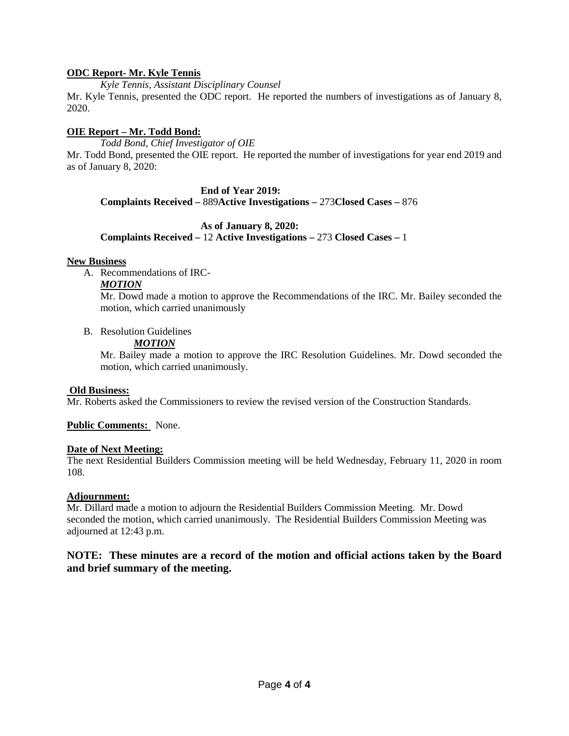**ODC Report- Mr. Kyle Tennis**

*Kyle Tennis, Assistant Disciplinary Counsel*

Mr. Kyle Tennis, presented the ODC report. He reported the numbers of investigations as of January 8, 2020.

**OIE Report – Mr. Todd Bond:**

*Todd Bond, Chief Investigator of OIE*

Mr. Todd Bond, presented the OIE report. He reported the number of investigations for year end 2019 and as of January 8, 2020:

**End of Year 2019:**

**Complaints Received –** 889**Active Investigations –** 273**Closed Cases –** 876

**As of January 8, 2020:**

**Complaints Received –** 12 **Active Investigations –** 273 **Closed Cases –** 1

**New Business**

A. Recommendations of IRC-

***MOTION***

Mr. Dowd made a motion to approve the Recommendations of the IRC. Mr. Bailey seconded the motion, which carried unanimously

B. Resolution Guidelines

***MOTION***

Mr. Bailey made a motion to approve the IRC Resolution Guidelines. Mr. Dowd seconded the motion, which carried unanimously.

**Old Business:**

Mr. Roberts asked the Commissioners to review the revised version of the Construction Standards.

**Public Comments:** None.

**Date of Next Meeting:**

The next Residential Builders Commission meeting will be held Wednesday, February 11, 2020 in room 108.

**Adjournment:**

Mr. Dillard made a motion to adjourn the Residential Builders Commission Meeting. Mr. Dowd seconded the motion, which carried unanimously. The Residential Builders Commission Meeting was adjourned at 12:43 p.m.

**NOTE: These minutes are a record of the motion and official actions taken by the Board and brief summary of the meeting.**